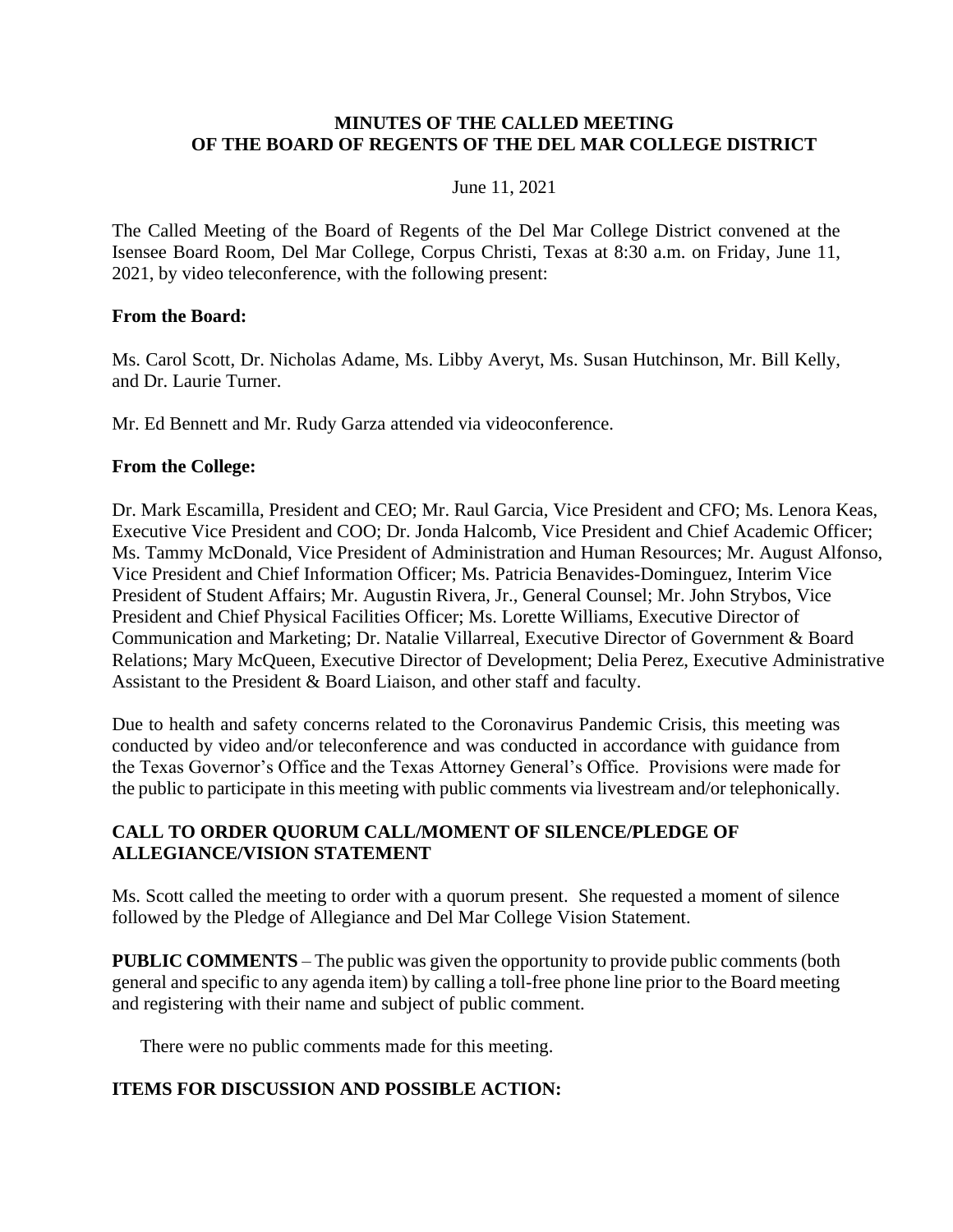# MINUTES OF THE CALLED MEETING OF THE BOARD OF REGENTS OF THE DEL MAR COLLEGE DISTRICT

June 11, 2021

The Called Meeting of the Board of Regents of the Del Mar College District convened at the Isensee Board Room, Del Mar College, Corpus Christi, Texas at 8:30 a.m. on Friday, June 11, 2021, by video teleconference, with the following present:

**From the Board:**

Ms. Carol Scott, Dr. Nicholas Adame, Ms. Libby Averyt, Ms. Susan Hutchinson, Mr. Bill Kelly, and Dr. Laurie Turner.

Mr. Ed Bennett and Mr. Rudy Garza attended via videoconference.

**From the College:**

Dr. Mark Escamilla, President and CEO; Mr. Raul Garcia, Vice President and CFO; Ms. Lenora Keas, Executive Vice President and COO; Dr. Jonda Halcomb, Vice President and Chief Academic Officer; Ms. Tammy McDonald, Vice President of Administration and Human Resources; Mr. August Alfonso, Vice President and Chief Information Officer; Ms. Patricia Benavides-Dominguez, Interim Vice President of Student Affairs; Mr. Augustin Rivera, Jr., General Counsel; Mr. John Strybos, Vice President and Chief Physical Facilities Officer; Ms. Lorette Williams, Executive Director of Communication and Marketing; Dr. Natalie Villarreal, Executive Director of Government & Board Relations; Mary McQueen, Executive Director of Development; Delia Perez, Executive Administrative Assistant to the President & Board Liaison, and other staff and faculty.

Due to health and safety concerns related to the Coronavirus Pandemic Crisis, this meeting was conducted by video and/or teleconference and was conducted in accordance with guidance from the Texas Governor's Office and the Texas Attorney General's Office. Provisions were made for the public to participate in this meeting with public comments via livestream and/or telephonically.

## CALL TO ORDER QUORUM CALL/MOMENT OF SILENCE/PLEDGE OF ALLEGIANCE/VISION STATEMENT

Ms. Scott called the meeting to order with a quorum present. She requested a moment of silence followed by the Pledge of Allegiance and Del Mar College Vision Statement.

**PUBLIC COMMENTS** – The public was given the opportunity to provide public comments (both general and specific to any agenda item) by calling a toll-free phone line prior to the Board meeting and registering with their name and subject of public comment.

There were no public comments made for this meeting.

## ITEMS FOR DISCUSSION AND POSSIBLE ACTION: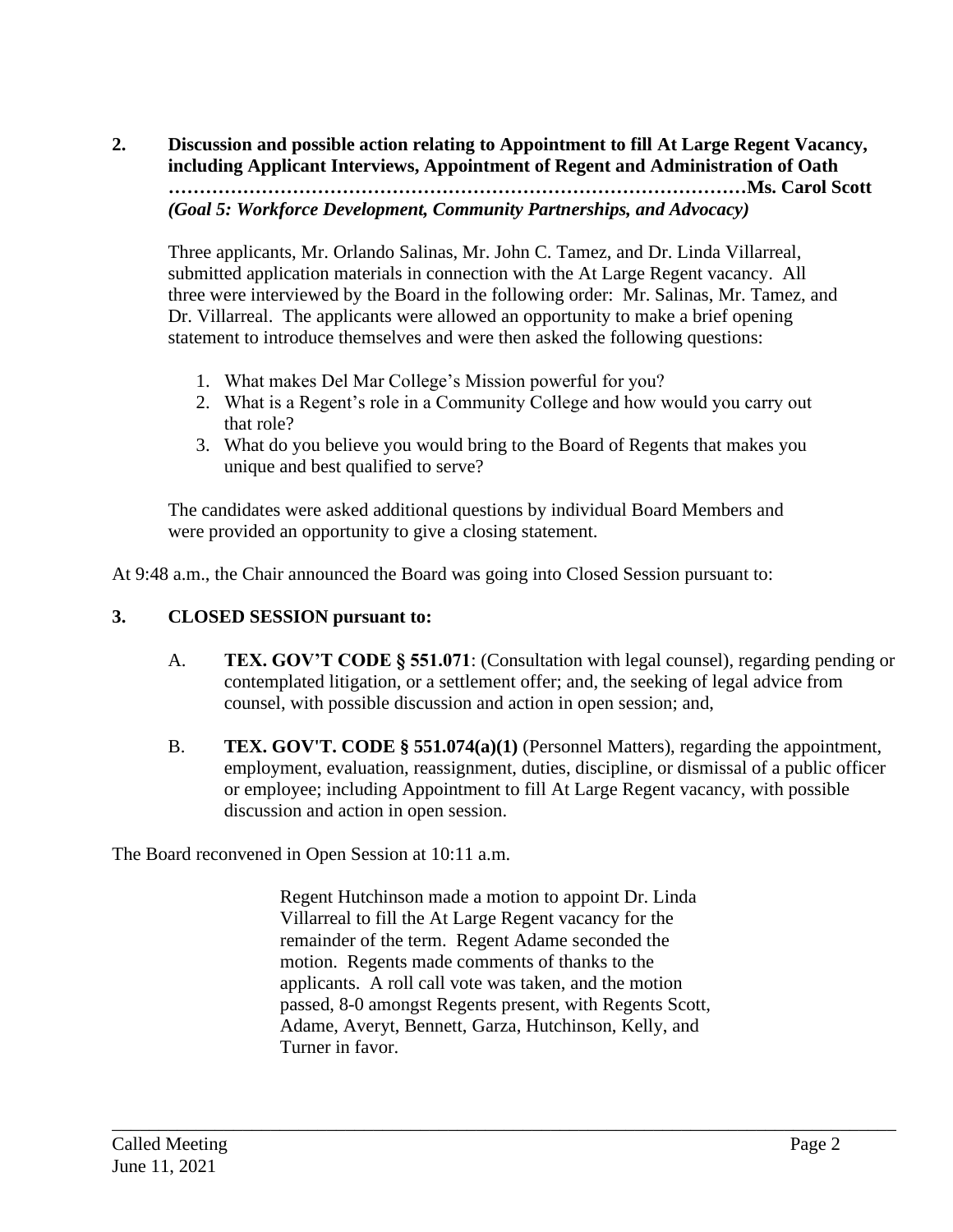**2. Discussion and possible action relating to Appointment to fill At Large Regent Vacancy, including Applicant Interviews, Appointment of Regent and Administration of Oath ……………………………………………………………………………………Ms. Carol Scott**
***(Goal 5: Workforce Development, Community Partnerships, and Advocacy)***

Three applicants, Mr. Orlando Salinas, Mr. John C. Tamez, and Dr. Linda Villarreal, submitted application materials in connection with the At Large Regent vacancy. All three were interviewed by the Board in the following order: Mr. Salinas, Mr. Tamez, and Dr. Villarreal. The applicants were allowed an opportunity to make a brief opening statement to introduce themselves and were then asked the following questions:

1. What makes Del Mar College's Mission powerful for you?
2. What is a Regent's role in a Community College and how would you carry out that role?
3. What do you believe you would bring to the Board of Regents that makes you unique and best qualified to serve?

The candidates were asked additional questions by individual Board Members and were provided an opportunity to give a closing statement.

At 9:48 a.m., the Chair announced the Board was going into Closed Session pursuant to:

**3. CLOSED SESSION pursuant to:**

A. **TEX. GOV'T CODE § 551.071**: (Consultation with legal counsel), regarding pending or contemplated litigation, or a settlement offer; and, the seeking of legal advice from counsel, with possible discussion and action in open session; and,

B. **TEX. GOV'T. CODE § 551.074(a)(1)** (Personnel Matters), regarding the appointment, employment, evaluation, reassignment, duties, discipline, or dismissal of a public officer or employee; including Appointment to fill At Large Regent vacancy, with possible discussion and action in open session.

The Board reconvened in Open Session at 10:11 a.m.

Regent Hutchinson made a motion to appoint Dr. Linda Villarreal to fill the At Large Regent vacancy for the remainder of the term. Regent Adame seconded the motion. Regents made comments of thanks to the applicants. A roll call vote was taken, and the motion passed, 8-0 amongst Regents present, with Regents Scott, Adame, Averyt, Bennett, Garza, Hutchinson, Kelly, and Turner in favor.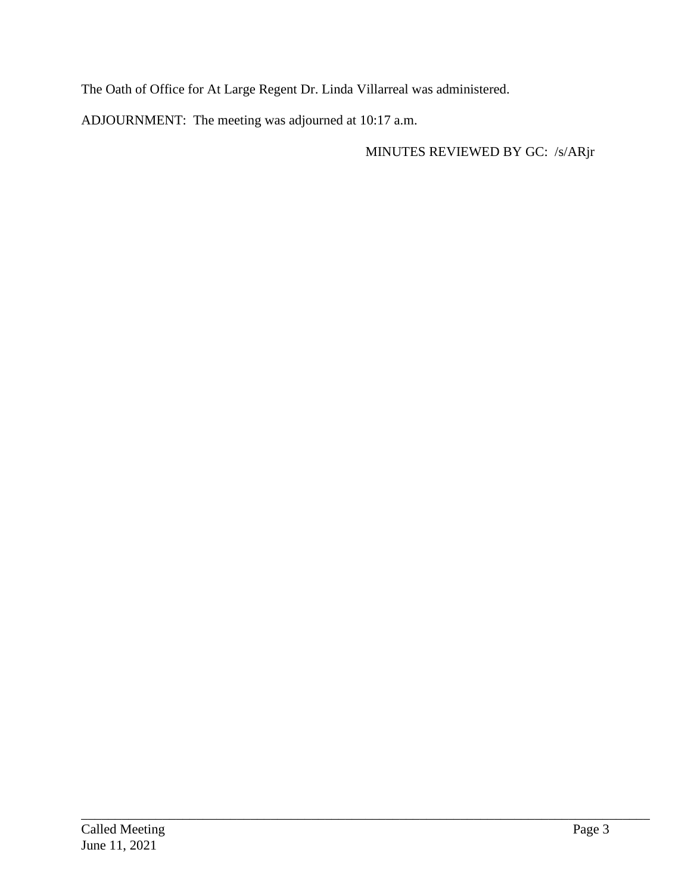The Oath of Office for At Large Regent Dr. Linda Villarreal was administered.

ADJOURNMENT: The meeting was adjourned at 10:17 a.m.

MINUTES REVIEWED BY GC: /s/ARjr